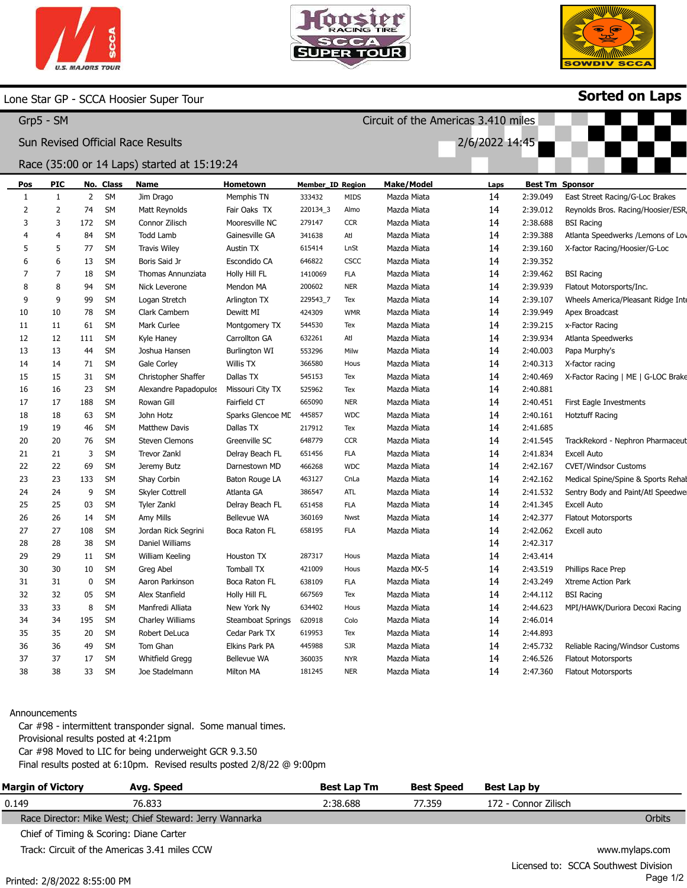Lone Star GP - SCCA Hoosier Super Tour

**Sorted on Laps**

Grp5 - SM

Circuit of the Americas 3.410 miles

Sun Revised Official Race Results

2/6/2022 14:45

Race (35:00 or 14 Laps) started at 15:19:24

| Pos | PIC | No. | Class | Name | Hometown | Member_ID | Region | Make/Model | Laps | Best Tm | Sponsor |
|---|---|---|---|---|---|---|---|---|---|---|---|
| 1 | 1 | 2 | SM | Jim Drago | Memphis TN | 333432 | MIDS | Mazda Miata | 14 | 2:39.049 | East Street Racing/G-Loc Brakes |
| 2 | 2 | 74 | SM | Matt Reynolds | Fair Oaks TX | 220134_3 | Almo | Mazda Miata | 14 | 2:39.012 | Reynolds Bros. Racing/Hoosier/ESR |
| 3 | 3 | 172 | SM | Connor Zilisch | Mooresville NC | 279147 | CCR | Mazda Miata | 14 | 2:38.688 | BSI Racing |
| 4 | 4 | 84 | SM | Todd Lamb | Gainesville GA | 341638 | Atl | Mazda Miata | 14 | 2:39.388 | Atlanta Speedwerks /Lemons of Lov |
| 5 | 5 | 77 | SM | Travis Wiley | Austin TX | 615414 | LnSt | Mazda Miata | 14 | 2:39.160 | X-factor Racing/Hoosier/G-Loc |
| 6 | 6 | 13 | SM | Boris Said Jr | Escondido CA | 646822 | CSCC | Mazda Miata | 14 | 2:39.352 | |
| 7 | 7 | 18 | SM | Thomas Annunziata | Holly Hill FL | 1410069 | FLA | Mazda Miata | 14 | 2:39.462 | BSI Racing |
| 8 | 8 | 94 | SM | Nick Leverone | Mendon MA | 200602 | NER | Mazda Miata | 14 | 2:39.939 | Flatout Motorsports/Inc. |
| 9 | 9 | 99 | SM | Logan Stretch | Arlington TX | 229543_7 | Tex | Mazda Miata | 14 | 2:39.107 | Wheels America/Pleasant Ridge Inte |
| 10 | 10 | 78 | SM | Clark Cambern | Dewitt MI | 424309 | WMR | Mazda Miata | 14 | 2:39.949 | Apex Broadcast |
| 11 | 11 | 61 | SM | Mark Curlee | Montgomery TX | 544530 | Tex | Mazda Miata | 14 | 2:39.215 | x-Factor Racing |
| 12 | 12 | 111 | SM | Kyle Haney | Carrollton GA | 632261 | Atl | Mazda Miata | 14 | 2:39.934 | Atlanta Speedwerks |
| 13 | 13 | 44 | SM | Joshua Hansen | Burlington WI | 553296 | Milw | Mazda Miata | 14 | 2:40.003 | Papa Murphy's |
| 14 | 14 | 71 | SM | Gale Corley | Willis TX | 366580 | Hous | Mazda Miata | 14 | 2:40.313 | X-factor racing |
| 15 | 15 | 31 | SM | Christopher Shaffer | Dallas TX | 545153 | Tex | Mazda Miata | 14 | 2:40.469 | X-Factor Racing \| ME \| G-LOC Brake |
| 16 | 16 | 23 | SM | Alexandre Papadopulos | Missouri City TX | 525962 | Tex | Mazda Miata | 14 | 2:40.881 | |
| 17 | 17 | 188 | SM | Rowan Gill | Fairfield CT | 665090 | NER | Mazda Miata | 14 | 2:40.451 | First Eagle Investments |
| 18 | 18 | 63 | SM | John Hotz | Sparks Glencoe MD | 445857 | WDC | Mazda Miata | 14 | 2:40.161 | Hotztuff Racing |
| 19 | 19 | 46 | SM | Matthew Davis | Dallas TX | 217912 | Tex | Mazda Miata | 14 | 2:41.685 | |
| 20 | 20 | 76 | SM | Steven Clemons | Greenville SC | 648779 | CCR | Mazda Miata | 14 | 2:41.545 | TrackRekord - Nephron Pharmaceut |
| 21 | 21 | 3 | SM | Trevor Zankl | Delray Beach FL | 651456 | FLA | Mazda Miata | 14 | 2:41.834 | Excell Auto |
| 22 | 22 | 69 | SM | Jeremy Butz | Darnestown MD | 466268 | WDC | Mazda Miata | 14 | 2:42.167 | CVET/Windsor Customs |
| 23 | 23 | 133 | SM | Shay Corbin | Baton Rouge LA | 463127 | CnLa | Mazda Miata | 14 | 2:42.162 | Medical Spine/Spine & Sports Rehal |
| 24 | 24 | 9 | SM | Skyler Cottrell | Atlanta GA | 386547 | ATL | Mazda Miata | 14 | 2:41.532 | Sentry Body and Paint/Atl Speedwe |
| 25 | 25 | 03 | SM | Tyler Zankl | Delray Beach FL | 651458 | FLA | Mazda Miata | 14 | 2:41.345 | Excell Auto |
| 26 | 26 | 14 | SM | Amy Mills | Bellevue WA | 360169 | Nwst | Mazda Miata | 14 | 2:42.377 | Flatout Motorsports |
| 27 | 27 | 108 | SM | Jordan Rick Segrini | Boca Raton FL | 658195 | FLA | Mazda Miata | 14 | 2:42.062 | Excell auto |
| 28 | 28 | 38 | SM | Daniel Williams | | | | | 14 | 2:42.317 | |
| 29 | 29 | 11 | SM | William Keeling | Houston TX | 287317 | Hous | Mazda Miata | 14 | 2:43.414 | |
| 30 | 30 | 10 | SM | Greg Abel | Tomball TX | 421009 | Hous | Mazda MX-5 | 14 | 2:43.519 | Phillips Race Prep |
| 31 | 31 | 0 | SM | Aaron Parkinson | Boca Raton FL | 638109 | FLA | Mazda Miata | 14 | 2:43.249 | Xtreme Action Park |
| 32 | 32 | 05 | SM | Alex Stanfield | Holly Hill FL | 667569 | Tex | Mazda Miata | 14 | 2:44.112 | BSI Racing |
| 33 | 33 | 8 | SM | Manfredi Alliata | New York Ny | 634402 | Hous | Mazda Miata | 14 | 2:44.623 | MPI/HAWK/Duriora Decoxi Racing |
| 34 | 34 | 195 | SM | Charley Williams | Steamboat Springs | 620918 | Colo | Mazda Miata | 14 | 2:46.014 | |
| 35 | 35 | 20 | SM | Robert DeLuca | Cedar Park TX | 619953 | Tex | Mazda Miata | 14 | 2:44.893 | |
| 36 | 36 | 49 | SM | Tom Ghan | Elkins Park PA | 445988 | SJR | Mazda Miata | 14 | 2:45.732 | Reliable Racing/Windsor Customs |
| 37 | 37 | 17 | SM | Whitfield Gregg | Bellevue WA | 360035 | NYR | Mazda Miata | 14 | 2:46.526 | Flatout Motorsports |
| 38 | 38 | 33 | SM | Joe Stadelmann | Milton MA | 181245 | NER | Mazda Miata | 14 | 2:47.360 | Flatout Motorsports |

Announcements

- Car #98 - intermittent transponder signal. Some manual times.
- Provisional results posted at 4:21pm
- Car #98 Moved to LIC for being underweight GCR 9.3.50
- Final results posted at 6:10pm. Revised results posted 2/8/22 @ 9:00pm

| Margin of Victory | Avg. Speed | Best Lap Tm | Best Speed | Best Lap by |
|---|---|---|---|---|
| 0.149 | 76.833 | 2:38.688 | 77.359 | 172 - Connor Zilisch |

Race Director: Mike West; Chief Steward: Jerry Wannarka

Orbits

Chief of Timing & Scoring: Diane Carter

Track: Circuit of the Americas 3.41 miles CCW

www.mylaps.com

Licensed to: SCCA Southwest Division

Printed: 2/8/2022 8:55:00 PM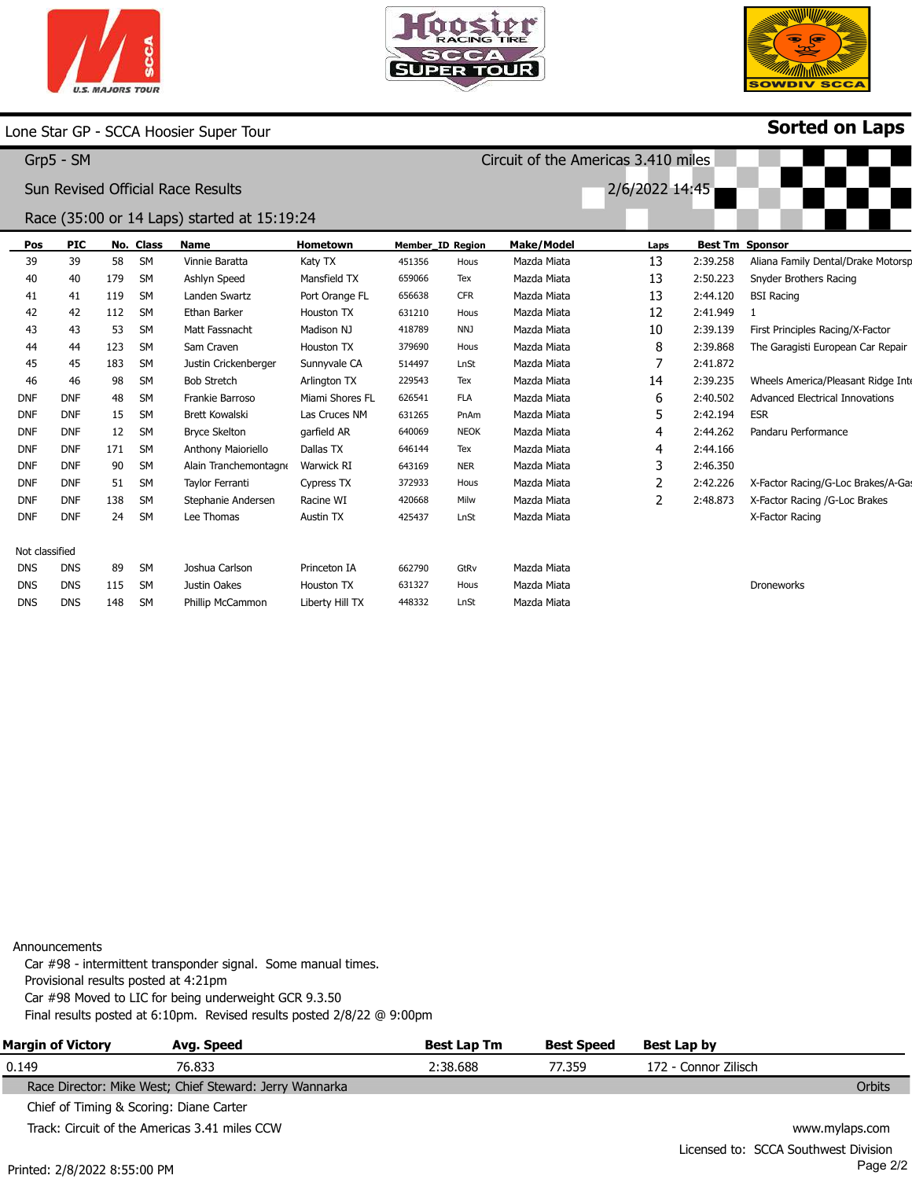Lone Star GP - SCCA Hoosier Super Tour

**Sorted on Laps**

Grp5 - SM

Circuit of the Americas 3.410 miles

Sun Revised Official Race Results

2/6/2022 14:45

Race (35:00 or 14 Laps) started at 15:19:24

| Pos | PIC | No. | Class | Name | Hometown | Member_ID | Region | Make/Model | Laps | Best Tm | Sponsor |
|---|---|---|---|---|---|---|---|---|---|---|---|
| 39 | 39 | 58 | SM | Vinnie Baratta | Katy TX | 451356 | Hous | Mazda Miata | 13 | 2:39.258 | Aliana Family Dental/Drake Motorsp |
| 40 | 40 | 179 | SM | Ashlyn Speed | Mansfield TX | 659066 | Tex | Mazda Miata | 13 | 2:50.223 | Snyder Brothers Racing |
| 41 | 41 | 119 | SM | Landen Swartz | Port Orange FL | 656638 | CFR | Mazda Miata | 13 | 2:44.120 | BSI Racing |
| 42 | 42 | 112 | SM | Ethan Barker | Houston TX | 631210 | Hous | Mazda Miata | 12 | 2:41.949 | 1 |
| 43 | 43 | 53 | SM | Matt Fassnacht | Madison NJ | 418789 | NNJ | Mazda Miata | 10 | 2:39.139 | First Principles Racing/X-Factor |
| 44 | 44 | 123 | SM | Sam Craven | Houston TX | 379690 | Hous | Mazda Miata | 8 | 2:39.868 | The Garagisti European Car Repair |
| 45 | 45 | 183 | SM | Justin Crickenberger | Sunnyvale CA | 514497 | LnSt | Mazda Miata | 7 | 2:41.872 | |
| 46 | 46 | 98 | SM | Bob Stretch | Arlington TX | 229543 | Tex | Mazda Miata | 14 | 2:39.235 | Wheels America/Pleasant Ridge Inte |
| DNF | DNF | 48 | SM | Frankie Barroso | Miami Shores FL | 626541 | FLA | Mazda Miata | 6 | 2:40.502 | Advanced Electrical Innovations |
| DNF | DNF | 15 | SM | Brett Kowalski | Las Cruces NM | 631265 | PnAm | Mazda Miata | 5 | 2:42.194 | ESR |
| DNF | DNF | 12 | SM | Bryce Skelton | garfield AR | 640069 | NEOK | Mazda Miata | 4 | 2:44.262 | Pandaru Performance |
| DNF | DNF | 171 | SM | Anthony Maioriello | Dallas TX | 646144 | Tex | Mazda Miata | 4 | 2:44.166 | |
| DNF | DNF | 90 | SM | Alain Tranchemontagne | Warwick RI | 643169 | NER | Mazda Miata | 3 | 2:46.350 | |
| DNF | DNF | 51 | SM | Taylor Ferranti | Cypress TX | 372933 | Hous | Mazda Miata | 2 | 2:42.226 | X-Factor Racing/G-Loc Brakes/A-Gas |
| DNF | DNF | 138 | SM | Stephanie Andersen | Racine WI | 420668 | Milw | Mazda Miata | 2 | 2:48.873 | X-Factor Racing /G-Loc Brakes |
| DNF | DNF | 24 | SM | Lee Thomas | Austin TX | 425437 | LnSt | Mazda Miata | | | X-Factor Racing |
| Not classified | | | | | | | | | | | |
| DNS | DNS | 89 | SM | Joshua Carlson | Princeton IA | 662790 | GtRv | Mazda Miata | | | |
| DNS | DNS | 115 | SM | Justin Oakes | Houston TX | 631327 | Hous | Mazda Miata | | | Droneworks |
| DNS | DNS | 148 | SM | Phillip McCammon | Liberty Hill TX | 448332 | LnSt | Mazda Miata | | | |

Announcements

Car #98 - intermittent transponder signal. Some manual times.
Provisional results posted at 4:21pm
Car #98 Moved to LIC for being underweight GCR 9.3.50
Final results posted at 6:10pm. Revised results posted 2/8/22 @ 9:00pm

| Margin of Victory | Avg. Speed | Best Lap Tm | Best Speed | Best Lap by |
|---|---|---|---|---|
| 0.149 | 76.833 | 2:38.688 | 77.359 | 172 - Connor Zilisch |

Race Director: Mike West; Chief Steward: Jerry Wannarka

Orbits

Chief of Timing & Scoring: Diane Carter

Track: Circuit of the Americas 3.41 miles CCW

www.mylaps.com

Licensed to: SCCA Southwest Division

Printed: 2/8/2022 8:55:00 PM